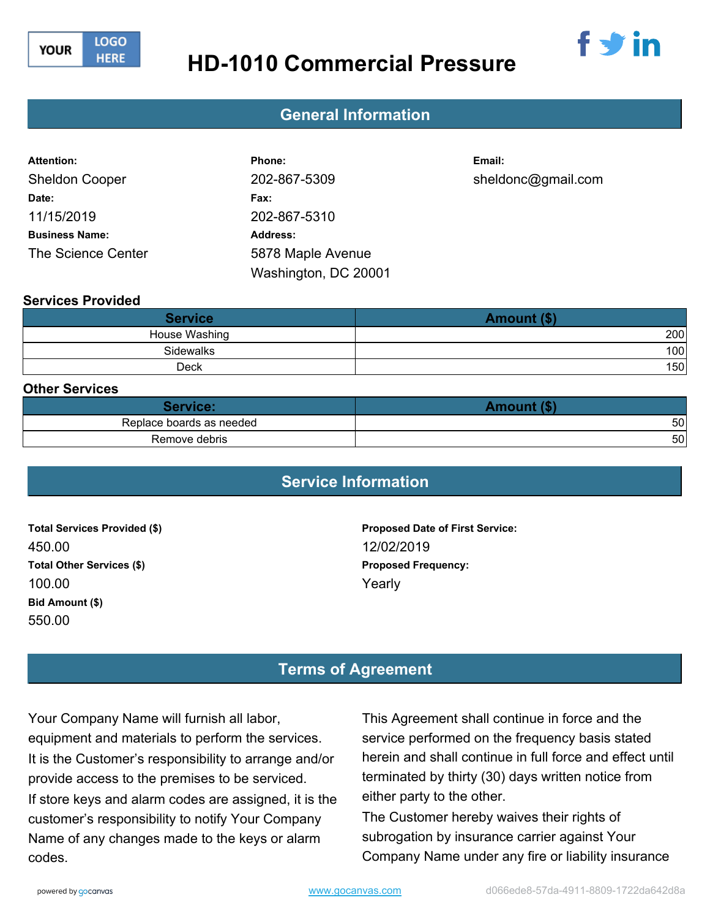# HD-1010 Commercial Pressure

## General Information

**Attention:**
Sheldon Cooper

**Date:**
11/15/2019

**Business Name:**
The Science Center

**Phone:**
202-867-5309

**Fax:**
202-867-5310

**Address:**
5878 Maple Avenue
Washington, DC 20001

**Email:**
sheldonc@gmail.com

### Services Provided

| Service | Amount ($) |
|---|---|
| House Washing | 200 |
| Sidewalks | 100 |
| Deck | 150 |

### Other Services

| Service: | Amount ($) |
|---|---|
| Replace boards as needed | 50 |
| Remove debris | 50 |

## Service Information

**Total Services Provided ($)**
450.00

**Total Other Services ($)**
100.00

**Bid Amount ($)**
550.00

**Proposed Date of First Service:**
12/02/2019

**Proposed Frequency:**
Yearly

## Terms of Agreement

Your Company Name will furnish all labor, equipment and materials to perform the services.
It is the Customer's responsibility to arrange and/or provide access to the premises to be serviced.
If store keys and alarm codes are assigned, it is the customer's responsibility to notify Your Company Name of any changes made to the keys or alarm codes.

This Agreement shall continue in force and the service performed on the frequency basis stated herein and shall continue in full force and effect until terminated by thirty (30) days written notice from either party to the other.
The Customer hereby waives their rights of subrogation by insurance carrier against Your Company Name under any fire or liability insurance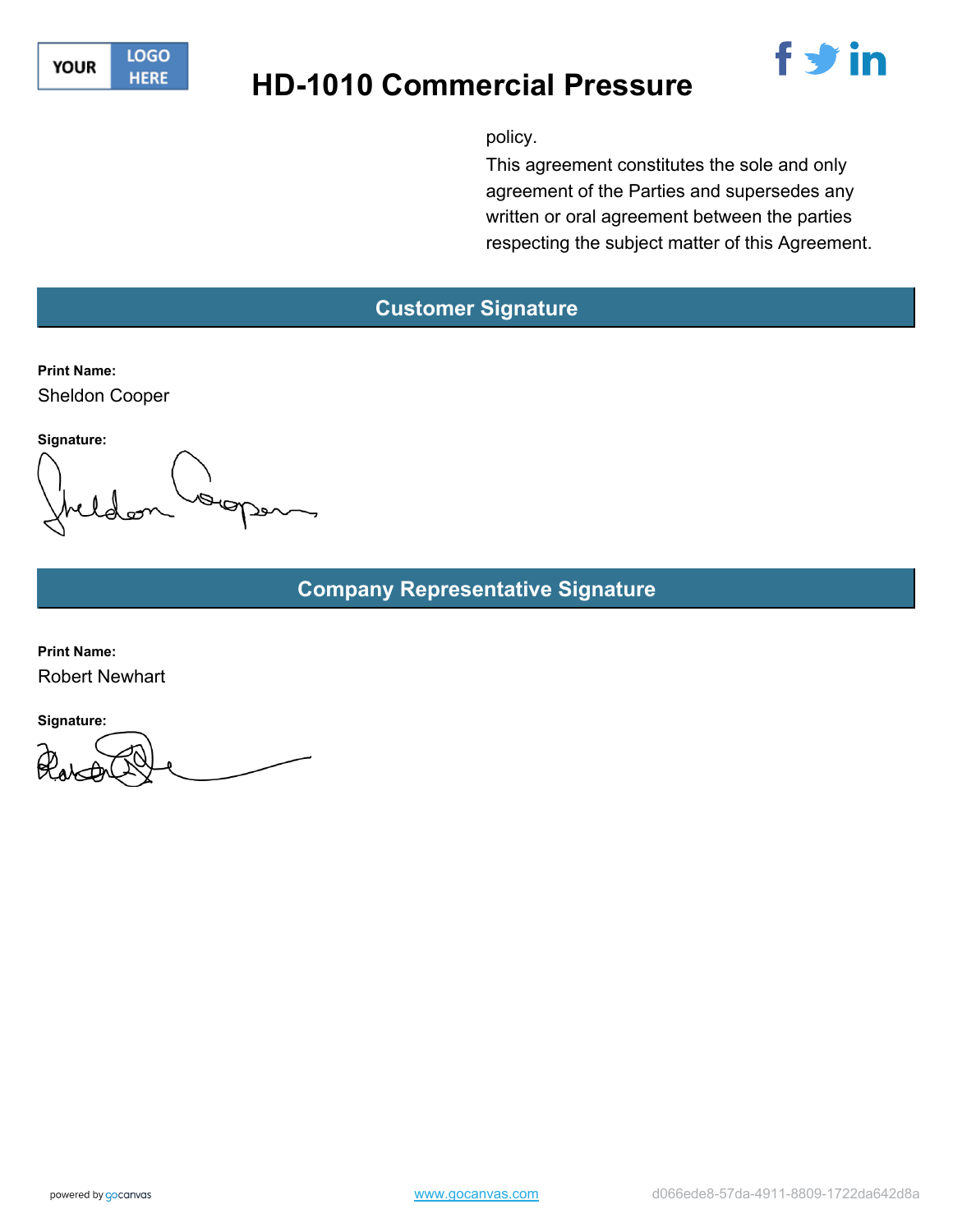# HD-1010 Commercial Pressure

policy.

This agreement constitutes the sole and only agreement of the Parties and supersedes any written or oral agreement between the parties respecting the subject matter of this Agreement.

## Customer Signature

**Print Name:**
Sheldon Cooper

**Signature:**

## Company Representative Signature

**Print Name:**
Robert Newhart

**Signature:**